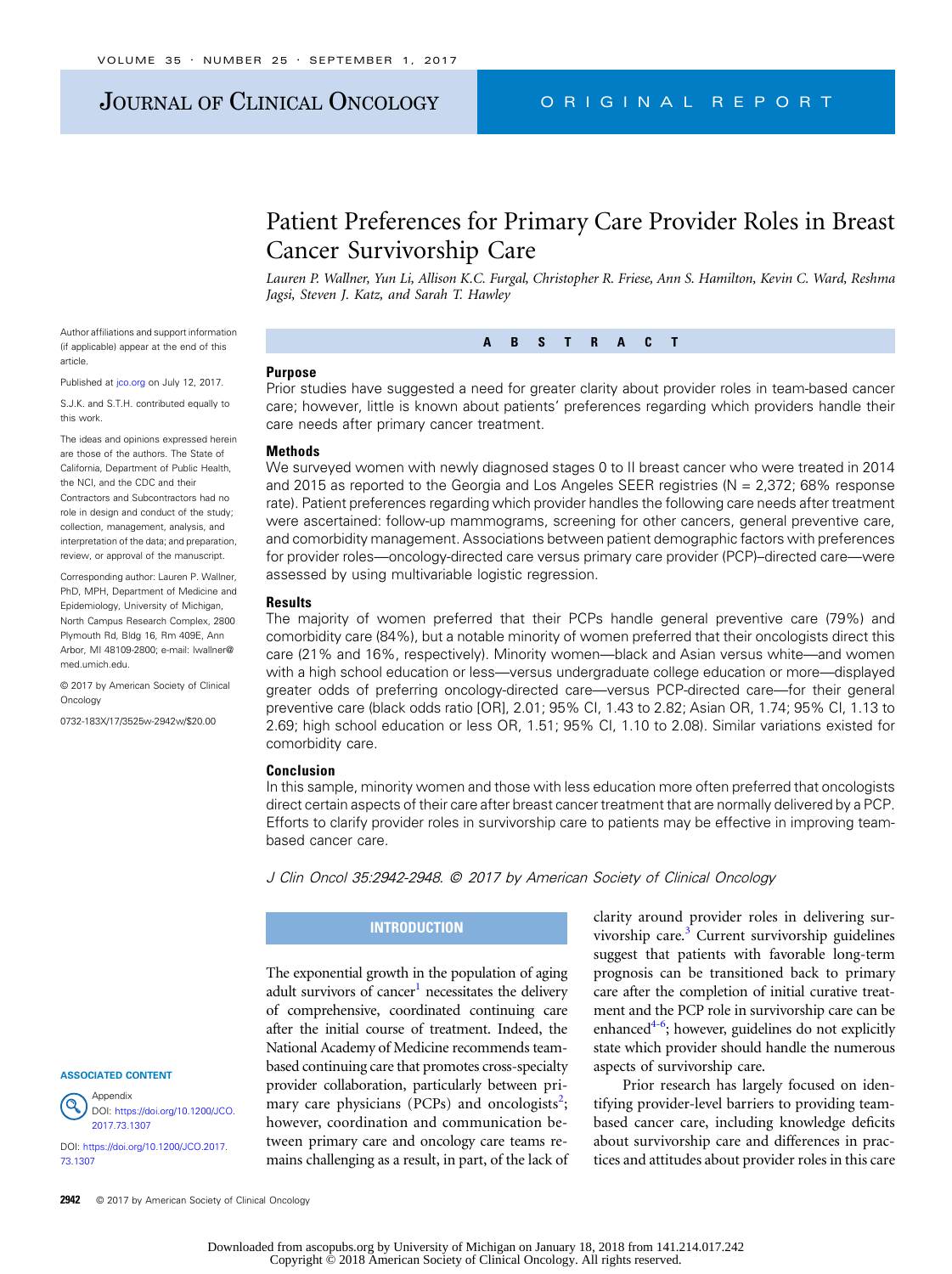# Patient Preferences for Primary Care Provider Roles in Breast Cancer Survivorship Care

*Lauren P. Wallner, Yun Li, Allison K.C. Furgal, Christopher R. Friese, Ann S. Hamilton, Kevin C. Ward, Reshma Jagsi, Steven J. Katz, and Sarah T. Hawley*

Author affiliations and support information (if applicable) appear at the end of this article.

Published at jco.org on July 12, 2017.

S.J.K. and S.T.H. contributed equally to this work.

The ideas and opinions expressed herein are those of the authors. The State of California, Department of Public Health, the NCI, and the CDC and their Contractors and Subcontractors had no role in design and conduct of the study; collection, management, analysis, and interpretation of the data; and preparation, review, or approval of the manuscript.

Corresponding author: Lauren P. Wallner, PhD, MPH, Department of Medicine and Epidemiology, University of Michigan, North Campus Research Complex, 2800 Plymouth Rd, Bldg 16, Rm 409E, Ann Arbor, MI 48109-2800; e-mail: lwallner@med.umich.edu.

© 2017 by American Society of Clinical Oncology

0732-183X/17/3525w-2942w/$20.00

**ASSOCIATED CONTENT**

Appendix
DOI: https://doi.org/10.1200/JCO.2017.73.1307

DOI: https://doi.org/10.1200/JCO.2017.73.1307

## ABSTRACT

### Purpose

Prior studies have suggested a need for greater clarity about provider roles in team-based cancer care; however, little is known about patients' preferences regarding which providers handle their care needs after primary cancer treatment.

### Methods

We surveyed women with newly diagnosed stages 0 to II breast cancer who were treated in 2014 and 2015 as reported to the Georgia and Los Angeles SEER registries (N = 2,372; 68% response rate). Patient preferences regarding which provider handles the following care needs after treatment were ascertained: follow-up mammograms, screening for other cancers, general preventive care, and comorbidity management. Associations between patient demographic factors with preferences for provider roles—oncology-directed care versus primary care provider (PCP)–directed care—were assessed by using multivariable logistic regression.

### Results

The majority of women preferred that their PCPs handle general preventive care (79%) and comorbidity care (84%), but a notable minority of women preferred that their oncologists direct this care (21% and 16%, respectively). Minority women—black and Asian versus white—and women with a high school education or less—versus undergraduate college education or more—displayed greater odds of preferring oncology-directed care—versus PCP-directed care—for their general preventive care (black odds ratio [OR], 2.01; 95% CI, 1.43 to 2.82; Asian OR, 1.74; 95% CI, 1.13 to 2.69; high school education or less OR, 1.51; 95% CI, 1.10 to 2.08). Similar variations existed for comorbidity care.

### Conclusion

In this sample, minority women and those with less education more often preferred that oncologists direct certain aspects of their care after breast cancer treatment that are normally delivered by a PCP. Efforts to clarify provider roles in survivorship care to patients may be effective in improving team-based cancer care.

*J Clin Oncol 35:2942-2948. © 2017 by American Society of Clinical Oncology*

## INTRODUCTION

The exponential growth in the population of aging adult survivors of cancer[1] necessitates the delivery of comprehensive, coordinated continuing care after the initial course of treatment. Indeed, the National Academy of Medicine recommends team-based continuing care that promotes cross-specialty provider collaboration, particularly between primary care physicians (PCPs) and oncologists[2]; however, coordination and communication between primary care and oncology care teams remains challenging as a result, in part, of the lack of clarity around provider roles in delivering survivorship care.[3] Current survivorship guidelines suggest that patients with favorable long-term prognosis can be transitioned back to primary care after the completion of initial curative treatment and the PCP role in survivorship care can be enhanced[4-6]; however, guidelines do not explicitly state which provider should handle the numerous aspects of survivorship care.

Prior research has largely focused on identifying provider-level barriers to providing team-based cancer care, including knowledge deficits about survivorship care and differences in practices and attitudes about provider roles in this care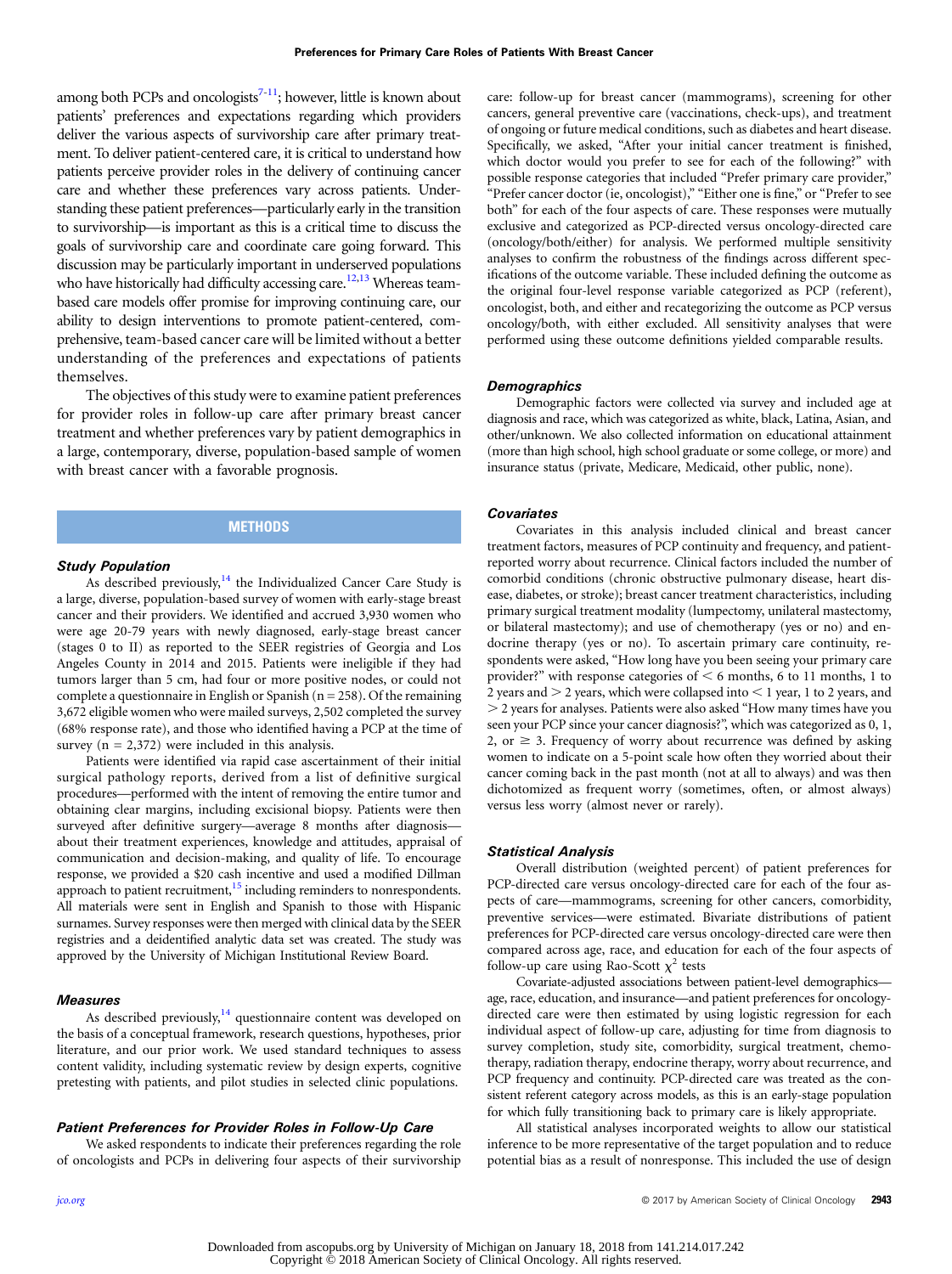among both PCPs and oncologists[7-11]; however, little is known about patients' preferences and expectations regarding which providers deliver the various aspects of survivorship care after primary treatment. To deliver patient-centered care, it is critical to understand how patients perceive provider roles in the delivery of continuing cancer care and whether these preferences vary across patients. Understanding these patient preferences—particularly early in the transition to survivorship—is important as this is a critical time to discuss the goals of survivorship care and coordinate care going forward. This discussion may be particularly important in underserved populations who have historically had difficulty accessing care.[12,13] Whereas team-based care models offer promise for improving continuing care, our ability to design interventions to promote patient-centered, comprehensive, team-based cancer care will be limited without a better understanding of the preferences and expectations of patients themselves.

The objectives of this study were to examine patient preferences for provider roles in follow-up care after primary breast cancer treatment and whether preferences vary by patient demographics in a large, contemporary, diverse, population-based sample of women with breast cancer with a favorable prognosis.

## METHODS

### Study Population

As described previously,[14] the Individualized Cancer Care Study is a large, diverse, population-based survey of women with early-stage breast cancer and their providers. We identified and accrued 3,930 women who were age 20-79 years with newly diagnosed, early-stage breast cancer (stages 0 to II) as reported to the SEER registries of Georgia and Los Angeles County in 2014 and 2015. Patients were ineligible if they had tumors larger than 5 cm, had four or more positive nodes, or could not complete a questionnaire in English or Spanish (n = 258). Of the remaining 3,672 eligible women who were mailed surveys, 2,502 completed the survey (68% response rate), and those who identified having a PCP at the time of survey (n = 2,372) were included in this analysis.

Patients were identified via rapid case ascertainment of their initial surgical pathology reports, derived from a list of definitive surgical procedures—performed with the intent of removing the entire tumor and obtaining clear margins, including excisional biopsy. Patients were then surveyed after definitive surgery—average 8 months after diagnosis—about their treatment experiences, knowledge and attitudes, appraisal of communication and decision-making, and quality of life. To encourage response, we provided a $20 cash incentive and used a modified Dillman approach to patient recruitment,[15] including reminders to nonrespondents. All materials were sent in English and Spanish to those with Hispanic surnames. Survey responses were then merged with clinical data by the SEER registries and a deidentified analytic data set was created. The study was approved by the University of Michigan Institutional Review Board.

### Measures

As described previously,[14] questionnaire content was developed on the basis of a conceptual framework, research questions, hypotheses, prior literature, and our prior work. We used standard techniques to assess content validity, including systematic review by design experts, cognitive pretesting with patients, and pilot studies in selected clinic populations.

### Patient Preferences for Provider Roles in Follow-Up Care

We asked respondents to indicate their preferences regarding the role of oncologists and PCPs in delivering four aspects of their survivorship care: follow-up for breast cancer (mammograms), screening for other cancers, general preventive care (vaccinations, check-ups), and treatment of ongoing or future medical conditions, such as diabetes and heart disease. Specifically, we asked, "After your initial cancer treatment is finished, which doctor would you prefer to see for each of the following?" with possible response categories that included "Prefer primary care provider," "Prefer cancer doctor (ie, oncologist)," "Either one is fine," or "Prefer to see both" for each of the four aspects of care. These responses were mutually exclusive and categorized as PCP-directed versus oncology-directed care (oncology/both/either) for analysis. We performed multiple sensitivity analyses to confirm the robustness of the findings across different specifications of the outcome variable. These included defining the outcome as the original four-level response variable categorized as PCP (referent), oncologist, both, and either and recategorizing the outcome as PCP versus oncology/both, with either excluded. All sensitivity analyses that were performed using these outcome definitions yielded comparable results.

### Demographics

Demographic factors were collected via survey and included age at diagnosis and race, which was categorized as white, black, Latina, Asian, and other/unknown. We also collected information on educational attainment (more than high school, high school graduate or some college, or more) and insurance status (private, Medicare, Medicaid, other public, none).

### Covariates

Covariates in this analysis included clinical and breast cancer treatment factors, measures of PCP continuity and frequency, and patient-reported worry about recurrence. Clinical factors included the number of comorbid conditions (chronic obstructive pulmonary disease, heart disease, diabetes, or stroke); breast cancer treatment characteristics, including primary surgical treatment modality (lumpectomy, unilateral mastectomy, or bilateral mastectomy); and use of chemotherapy (yes or no) and endocrine therapy (yes or no). To ascertain primary care continuity, respondents were asked, "How long have you been seeing your primary care provider?" with response categories of < 6 months, 6 to 11 months, 1 to 2 years and > 2 years, which were collapsed into < 1 year, 1 to 2 years, and > 2 years for analyses. Patients were also asked "How many times have you seen your PCP since your cancer diagnosis?", which was categorized as 0, 1, 2, or ≥ 3. Frequency of worry about recurrence was defined by asking women to indicate on a 5-point scale how often they worried about their cancer coming back in the past month (not at all to always) and was then dichotomized as frequent worry (sometimes, often, or almost always) versus less worry (almost never or rarely).

### Statistical Analysis

Overall distribution (weighted percent) of patient preferences for PCP-directed care versus oncology-directed care for each of the four aspects of care—mammograms, screening for other cancers, comorbidity, preventive services—were estimated. Bivariate distributions of patient preferences for PCP-directed care versus oncology-directed care were then compared across age, race, and education for each of the four aspects of follow-up care using Rao-Scott $\chi^2$ tests

Covariate-adjusted associations between patient-level demographics—age, race, education, and insurance—and patient preferences for oncology-directed care were then estimated by using logistic regression for each individual aspect of follow-up care, adjusting for time from diagnosis to survey completion, study site, comorbidity, surgical treatment, chemotherapy, radiation therapy, endocrine therapy, worry about recurrence, and PCP frequency and continuity. PCP-directed care was treated as the consistent referent category across models, as this is an early-stage population for which fully transitioning back to primary care is likely appropriate.

All statistical analyses incorporated weights to allow our statistical inference to be more representative of the target population and to reduce potential bias as a result of nonresponse. This included the use of design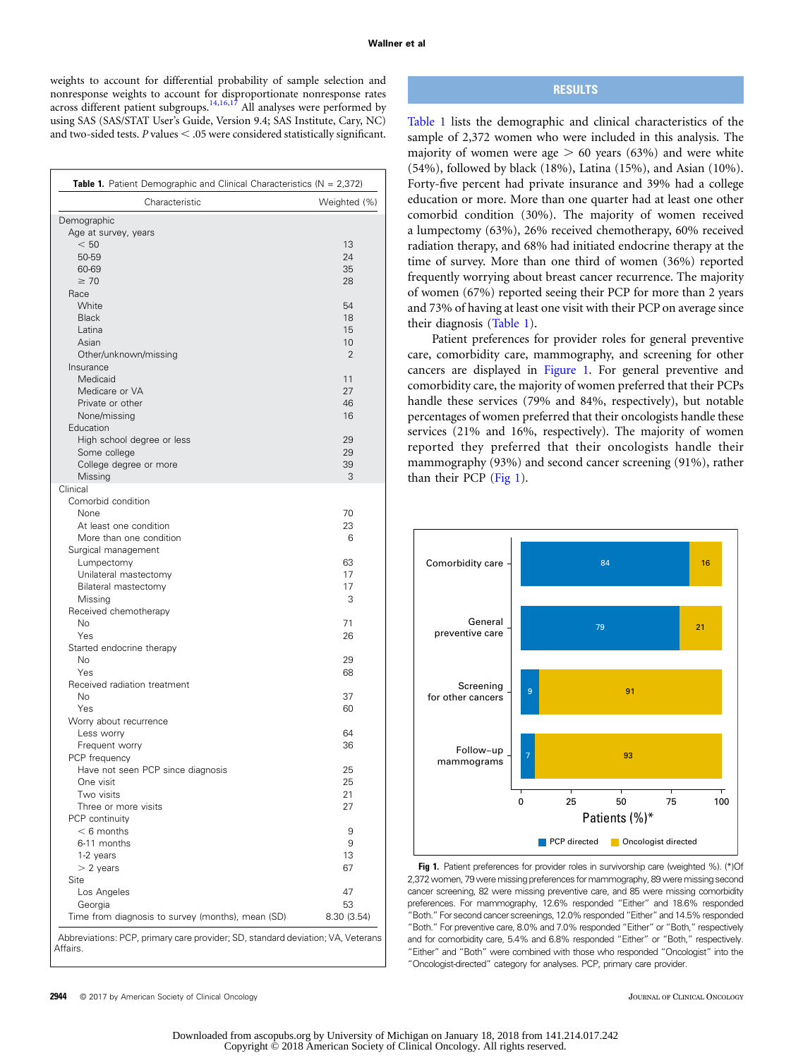weights to account for differential probability of sample selection and nonresponse weights to account for disproportionate nonresponse rates across different patient subgroups.[14,16,17] All analyses were performed by using SAS (SAS/STAT User's Guide, Version 9.4; SAS Institute, Cary, NC) and two-sided tests. P values < .05 were considered statistically significant.

**Table 1.** Patient Demographic and Clinical Characteristics (N = 2,372)

| Characteristic | Weighted (%) |
|---|---|
| Demographic | |
| Age at survey, years | |
| < 50 | 13 |
| 50-59 | 24 |
| 60-69 | 35 |
| ≥ 70 | 28 |
| Race | |
| White | 54 |
| Black | 18 |
| Latina | 15 |
| Asian | 10 |
| Other/unknown/missing | 2 |
| Insurance | |
| Medicaid | 11 |
| Medicare or VA | 27 |
| Private or other | 46 |
| None/missing | 16 |
| Education | |
| High school degree or less | 29 |
| Some college | 29 |
| College degree or more | 39 |
| Missing | 3 |
| Clinical | |
| Comorbid condition | |
| None | 70 |
| At least one condition | 23 |
| More than one condition | 6 |
| Surgical management | |
| Lumpectomy | 63 |
| Unilateral mastectomy | 17 |
| Bilateral mastectomy | 17 |
| Missing | 3 |
| Received chemotherapy | |
| No | 71 |
| Yes | 26 |
| Started endocrine therapy | |
| No | 29 |
| Yes | 68 |
| Received radiation treatment | |
| No | 37 |
| Yes | 60 |
| Worry about recurrence | |
| Less worry | 64 |
| Frequent worry | 36 |
| PCP frequency | |
| Have not seen PCP since diagnosis | 25 |
| One visit | 25 |
| Two visits | 21 |
| Three or more visits | 27 |
| PCP continuity | |
| < 6 months | 9 |
| 6-11 months | 9 |
| 1-2 years | 13 |
| > 2 years | 67 |
| Site | |
| Los Angeles | 47 |
| Georgia | 53 |
| Time from diagnosis to survey (months), mean (SD) | 8.30 (3.54) |

Abbreviations: PCP, primary care provider; SD, standard deviation; VA, Veterans Affairs.

## RESULTS

Table 1 lists the demographic and clinical characteristics of the sample of 2,372 women who were included in this analysis. The majority of women were age > 60 years (63%) and were white (54%), followed by black (18%), Latina (15%), and Asian (10%). Forty-five percent had private insurance and 39% had a college education or more. More than one quarter had at least one other comorbid condition (30%). The majority of women received a lumpectomy (63%), 26% received chemotherapy, 60% received radiation therapy, and 68% had initiated endocrine therapy at the time of survey. More than one third of women (36%) reported frequently worrying about breast cancer recurrence. The majority of women (67%) reported seeing their PCP for more than 2 years and 73% of having at least one visit with their PCP on average since their diagnosis (Table 1).

Patient preferences for provider roles for general preventive care, comorbidity care, mammography, and screening for other cancers are displayed in Figure 1. For general preventive and comorbidity care, the majority of women preferred that their PCPs handle these services (79% and 84%, respectively), but notable percentages of women preferred that their oncologists handle these services (21% and 16%, respectively). The majority of women reported they preferred that their oncologists handle their mammography (93%) and second cancer screening (91%), rather than their PCP (Fig 1).

| | PCP directed | Oncologist directed |
|---|---|---|
| Comorbidity care | 84 | 16 |
| General preventive care | 79 | 21 |
| Screening for other cancers | 9 | 91 |
| Follow-up mammograms | 7 | 93 |

**Fig 1.** Patient preferences for provider roles in survivorship care (weighted %). (*)Of 2,372 women, 79 were missing preferences for mammography, 89 were missing second cancer screening, 82 were missing preventive care, and 85 were missing comorbidity preferences. For mammography, 12.6% responded "Either" and 18.6% responded "Both." For second cancer screenings, 12.0% responded "Either" and 14.5% responded "Both." For preventive care, 8.0% and 7.0% responded "Either" or "Both," respectively and for comorbidity care, 5.4% and 6.8% responded "Either" or "Both," respectively. "Either" and "Both" were combined with those who responded "Oncologist" into the "Oncologist-directed" category for analyses. PCP, primary care provider.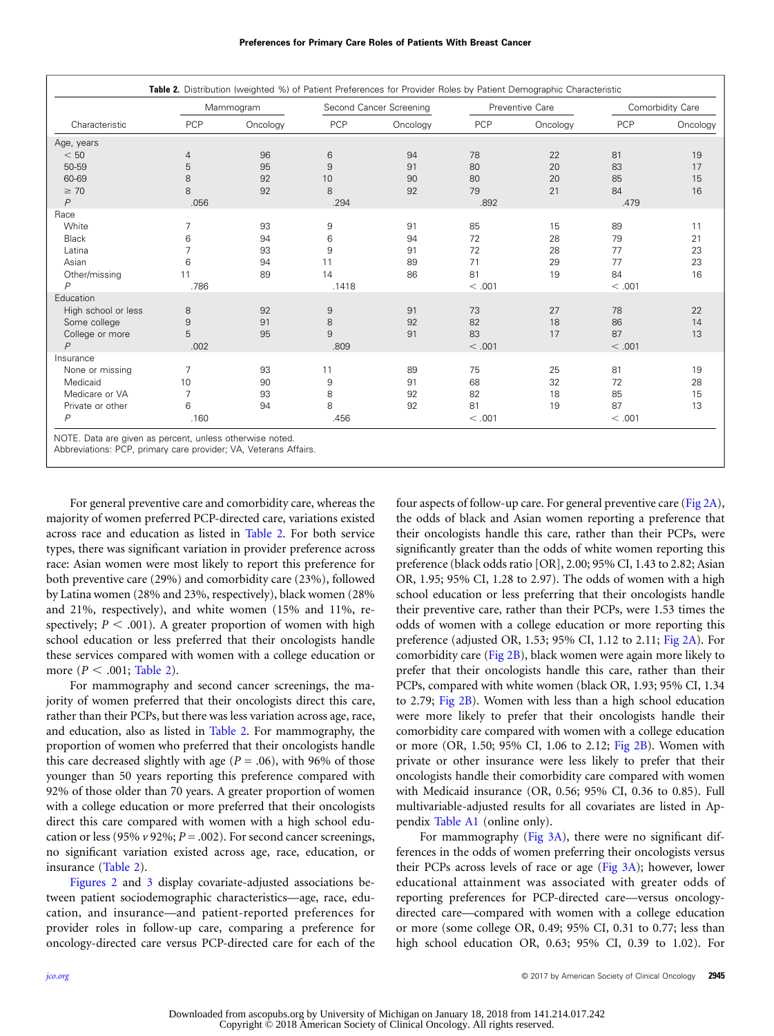**Table 2.** Distribution (weighted %) of Patient Preferences for Provider Roles by Patient Demographic Characteristic

| Characteristic | Mammogram | | Second Cancer Screening | | Preventive Care | | Comorbidity Care | |
|---|---|---|---|---|---|---|---|---|
| | PCP | Oncology | PCP | Oncology | PCP | Oncology | PCP | Oncology |
| Age, years | | | | | | | | |
| < 50 | 4 | 96 | 6 | 94 | 78 | 22 | 81 | 19 |
| 50-59 | 5 | 95 | 9 | 91 | 80 | 20 | 83 | 17 |
| 60-69 | 8 | 92 | 10 | 90 | 80 | 20 | 85 | 15 |
| ≥ 70 | 8 | 92 | 8 | 92 | 79 | 21 | 84 | 16 |
| *P* | .056 | | .294 | | .892 | | .479 | |
| Race | | | | | | | | |
| White | 7 | 93 | 9 | 91 | 85 | 15 | 89 | 11 |
| Black | 6 | 94 | 6 | 94 | 72 | 28 | 79 | 21 |
| Latina | 7 | 93 | 9 | 91 | 72 | 28 | 77 | 23 |
| Asian | 6 | 94 | 11 | 89 | 71 | 29 | 77 | 23 |
| Other/missing | 11 | 89 | 14 | 86 | 81 | 19 | 84 | 16 |
| *P* | .786 | | .1418 | | < .001 | | < .001 | |
| Education | | | | | | | | |
| High school or less | 8 | 92 | 9 | 91 | 73 | 27 | 78 | 22 |
| Some college | 9 | 91 | 8 | 92 | 82 | 18 | 86 | 14 |
| College or more | 5 | 95 | 9 | 91 | 83 | 17 | 87 | 13 |
| *P* | .002 | | .809 | | < .001 | | < .001 | |
| Insurance | | | | | | | | |
| None or missing | 7 | 93 | 11 | 89 | 75 | 25 | 81 | 19 |
| Medicaid | 10 | 90 | 9 | 91 | 68 | 32 | 72 | 28 |
| Medicare or VA | 7 | 93 | 8 | 92 | 82 | 18 | 85 | 15 |
| Private or other | 6 | 94 | 8 | 92 | 81 | 19 | 87 | 13 |
| *P* | .160 | | .456 | | < .001 | | < .001 | |

NOTE. Data are given as percent, unless otherwise noted.
Abbreviations: PCP, primary care provider; VA, Veterans Affairs.

For general preventive care and comorbidity care, whereas the majority of women preferred PCP-directed care, variations existed across race and education as listed in Table 2. For both service types, there was significant variation in provider preference across race: Asian women were most likely to report this preference for both preventive care (29%) and comorbidity care (23%), followed by Latina women (28% and 23%, respectively), black women (28% and 21%, respectively), and white women (15% and 11%, respectively; $P < .001$). A greater proportion of women with high school education or less preferred that their oncologists handle these services compared with women with a college education or more ($P < .001$; Table 2).

For mammography and second cancer screenings, the majority of women preferred that their oncologists direct this care, rather than their PCPs, but there was less variation across age, race, and education, also as listed in Table 2. For mammography, the proportion of women who preferred that their oncologists handle this care decreased slightly with age ($P = .06$), with 96% of those younger than 50 years reporting this preference compared with 92% of those older than 70 years. A greater proportion of women with a college education or more preferred that their oncologists direct this care compared with women with a high school education or less (95% *v* 92%; $P = .002$). For second cancer screenings, no significant variation existed across age, race, education, or insurance (Table 2).

Figures 2 and 3 display covariate-adjusted associations between patient sociodemographic characteristics—age, race, education, and insurance—and patient-reported preferences for provider roles in follow-up care, comparing a preference for oncology-directed care versus PCP-directed care for each of the four aspects of follow-up care. For general preventive care (Fig 2A), the odds of black and Asian women reporting a preference that their oncologists handle this care, rather than their PCPs, were significantly greater than the odds of white women reporting this preference (black odds ratio [OR], 2.00; 95% CI, 1.43 to 2.82; Asian OR, 1.95; 95% CI, 1.28 to 2.97). The odds of women with a high school education or less preferring that their oncologists handle their preventive care, rather than their PCPs, were 1.53 times the odds of women with a college education or more reporting this preference (adjusted OR, 1.53; 95% CI, 1.12 to 2.11; Fig 2A). For comorbidity care (Fig 2B), black women were again more likely to prefer that their oncologists handle this care, rather than their PCPs, compared with white women (black OR, 1.93; 95% CI, 1.34 to 2.79; Fig 2B). Women with less than a high school education were more likely to prefer that their oncologists handle their comorbidity care compared with women with a college education or more (OR, 1.50; 95% CI, 1.06 to 2.12; Fig 2B). Women with private or other insurance were less likely to prefer that their oncologists handle their comorbidity care compared with women with Medicaid insurance (OR, 0.56; 95% CI, 0.36 to 0.85). Full multivariable-adjusted results for all covariates are listed in Appendix Table A1 (online only).

For mammography (Fig 3A), there were no significant differences in the odds of women preferring their oncologists versus their PCPs across levels of race or age (Fig 3A); however, lower educational attainment was associated with greater odds of reporting preferences for PCP-directed care—versus oncology-directed care—compared with women with a college education or more (some college OR, 0.49; 95% CI, 0.31 to 0.77; less than high school education OR, 0.63; 95% CI, 0.39 to 1.02). For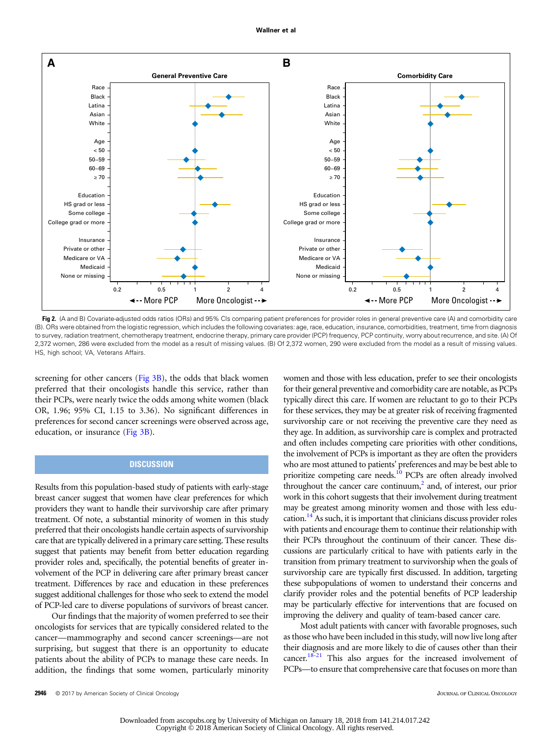Fig 2. (A and B) Covariate-adjusted odds ratios (ORs) and 95% CIs comparing patient preferences for provider roles in general preventive care (A) and comorbidity care (B). ORs were obtained from the logistic regression, which includes the following covariates: age, race, education, insurance, comorbidities, treatment, time from diagnosis to survey, radiation treatment, chemotherapy treatment, endocrine therapy, primary care provider (PCP) frequency, PCP continuity, worry about recurrence, and site. (A) Of 2,372 women, 286 were excluded from the model as a result of missing values. (B) Of 2,372 women, 290 were excluded from the model as a result of missing values. HS, high school; VA, Veterans Affairs.

screening for other cancers (Fig 3B), the odds that black women preferred that their oncologists handle this service, rather than their PCPs, were nearly twice the odds among white women (black OR, 1.96; 95% CI, 1.15 to 3.36). No significant differences in preferences for second cancer screenings were observed across age, education, or insurance (Fig 3B).

## DISCUSSION

Results from this population-based study of patients with early-stage breast cancer suggest that women have clear preferences for which providers they want to handle their survivorship care after primary treatment. Of note, a substantial minority of women in this study preferred that their oncologists handle certain aspects of survivorship care that are typically delivered in a primary care setting. These results suggest that patients may benefit from better education regarding provider roles and, specifically, the potential benefits of greater involvement of the PCP in delivering care after primary breast cancer treatment. Differences by race and education in these preferences suggest additional challenges for those who seek to extend the model of PCP-led care to diverse populations of survivors of breast cancer.

Our findings that the majority of women preferred to see their oncologists for services that are typically considered related to the cancer—mammography and second cancer screenings—are not surprising, but suggest that there is an opportunity to educate patients about the ability of PCPs to manage these care needs. In addition, the findings that some women, particularly minority women and those with less education, prefer to see their oncologists for their general preventive and comorbidity care are notable, as PCPs typically direct this care. If women are reluctant to go to their PCPs for these services, they may be at greater risk of receiving fragmented survivorship care or not receiving the preventive care they need as they age. In addition, as survivorship care is complex and protracted and often includes competing care priorities with other conditions, the involvement of PCPs is important as they are often the providers who are most attuned to patients' preferences and may be best able to prioritize competing care needs.[10] PCPs are often already involved throughout the cancer care continuum,[2] and, of interest, our prior work in this cohort suggests that their involvement during treatment may be greatest among minority women and those with less education.[14] As such, it is important that clinicians discuss provider roles with patients and encourage them to continue their relationship with their PCPs throughout the continuum of their cancer. These discussions are particularly critical to have with patients early in the transition from primary treatment to survivorship when the goals of survivorship care are typically first discussed. In addition, targeting these subpopulations of women to understand their concerns and clarify provider roles and the potential benefits of PCP leadership may be particularly effective for interventions that are focused on improving the delivery and quality of team-based cancer care.

Most adult patients with cancer with favorable prognoses, such as those who have been included in this study, will now live long after their diagnosis and are more likely to die of causes other than their cancer.[18-21] This also argues for the increased involvement of PCPs—to ensure that comprehensive care that focuses on more than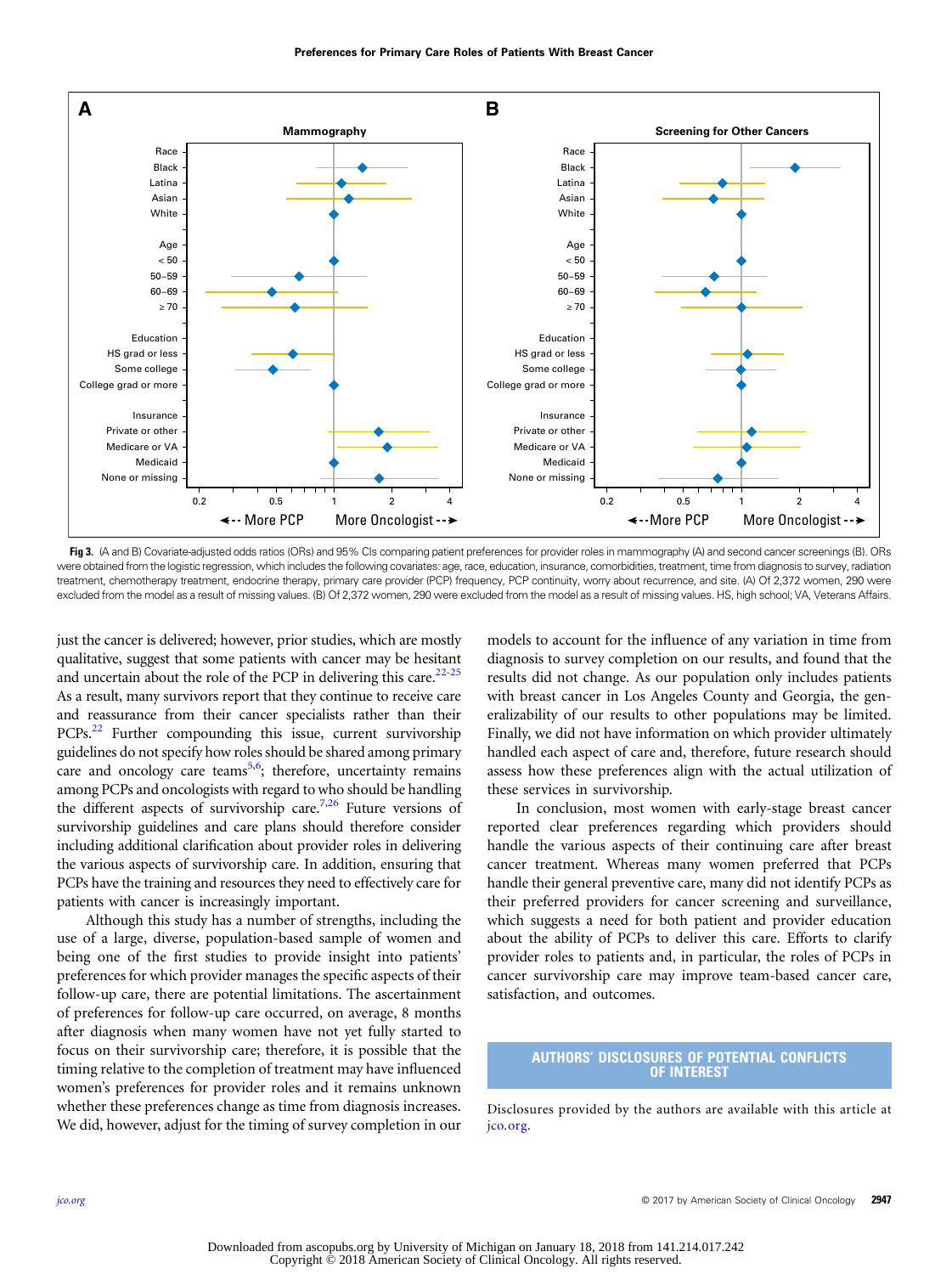**Fig 3.** (A and B) Covariate-adjusted odds ratios (ORs) and 95% CIs comparing patient preferences for provider roles in mammography (A) and second cancer screenings (B). ORs were obtained from the logistic regression, which includes the following covariates: age, race, education, insurance, comorbidities, treatment, time from diagnosis to survey, radiation treatment, chemotherapy treatment, endocrine therapy, primary care provider (PCP) frequency, PCP continuity, worry about recurrence, and site. (A) Of 2,372 women, 290 were excluded from the model as a result of missing values. (B) Of 2,372 women, 290 were excluded from the model as a result of missing values. HS, high school; VA, Veterans Affairs.

just the cancer is delivered; however, prior studies, which are mostly qualitative, suggest that some patients with cancer may be hesitant and uncertain about the role of the PCP in delivering this care.[22-25] As a result, many survivors report that they continue to receive care and reassurance from their cancer specialists rather than their PCPs.[22] Further compounding this issue, current survivorship guidelines do not specify how roles should be shared among primary care and oncology care teams[5,6]; therefore, uncertainty remains among PCPs and oncologists with regard to who should be handling the different aspects of survivorship care.[7,26] Future versions of survivorship guidelines and care plans should therefore consider including additional clarification about provider roles in delivering the various aspects of survivorship care. In addition, ensuring that PCPs have the training and resources they need to effectively care for patients with cancer is increasingly important.

Although this study has a number of strengths, including the use of a large, diverse, population-based sample of women and being one of the first studies to provide insight into patients' preferences for which provider manages the specific aspects of their follow-up care, there are potential limitations. The ascertainment of preferences for follow-up care occurred, on average, 8 months after diagnosis when many women have not yet fully started to focus on their survivorship care; therefore, it is possible that the timing relative to the completion of treatment may have influenced women's preferences for provider roles and it remains unknown whether these preferences change as time from diagnosis increases. We did, however, adjust for the timing of survey completion in our models to account for the influence of any variation in time from diagnosis to survey completion on our results, and found that the results did not change. As our population only includes patients with breast cancer in Los Angeles County and Georgia, the generalizability of our results to other populations may be limited. Finally, we did not have information on which provider ultimately handled each aspect of care and, therefore, future research should assess how these preferences align with the actual utilization of these services in survivorship.

In conclusion, most women with early-stage breast cancer reported clear preferences regarding which providers should handle the various aspects of their continuing care after breast cancer treatment. Whereas many women preferred that PCPs handle their general preventive care, many did not identify PCPs as their preferred providers for cancer screening and surveillance, which suggests a need for both patient and provider education about the ability of PCPs to deliver this care. Efforts to clarify provider roles to patients and, in particular, the roles of PCPs in cancer survivorship care may improve team-based cancer care, satisfaction, and outcomes.

## AUTHORS' DISCLOSURES OF POTENTIAL CONFLICTS OF INTEREST

Disclosures provided by the authors are available with this article at jco.org.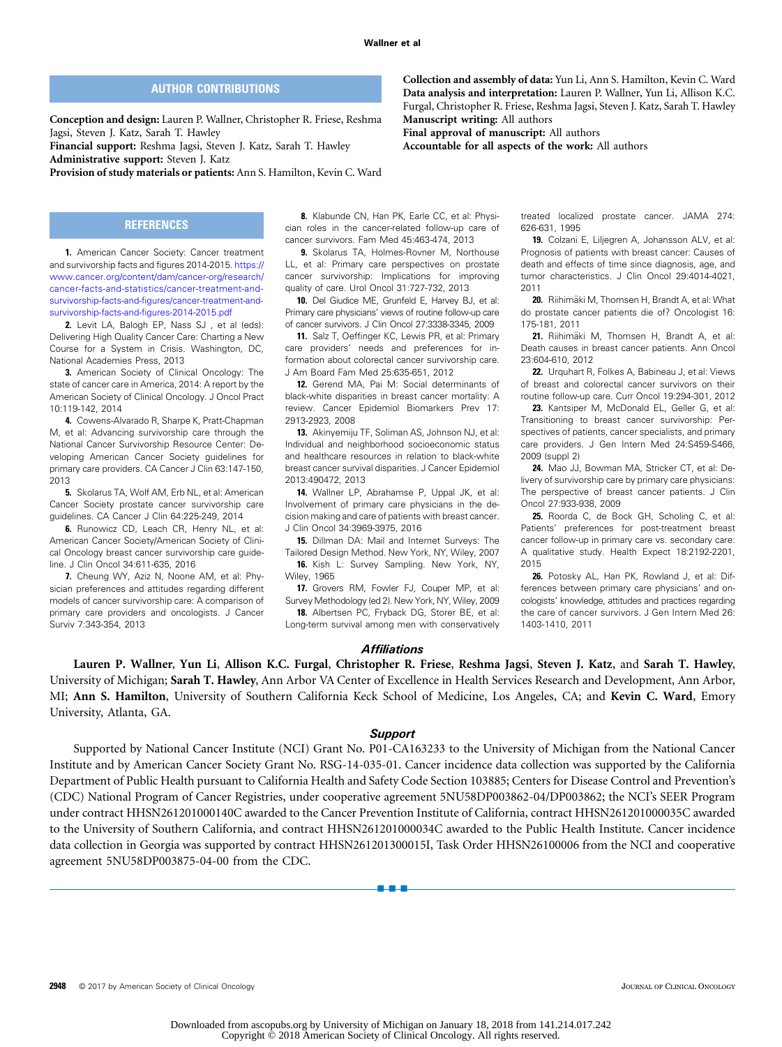## AUTHOR CONTRIBUTIONS

**Conception and design:** Lauren P. Wallner, Christopher R. Friese, Reshma Jagsi, Steven J. Katz, Sarah T. Hawley
**Financial support:** Reshma Jagsi, Steven J. Katz, Sarah T. Hawley
**Administrative support:** Steven J. Katz
**Provision of study materials or patients:** Ann S. Hamilton, Kevin C. Ward
**Collection and assembly of data:** Yun Li, Ann S. Hamilton, Kevin C. Ward
**Data analysis and interpretation:** Lauren P. Wallner, Yun Li, Allison K.C. Furgal, Christopher R. Friese, Reshma Jagsi, Steven J. Katz, Sarah T. Hawley
**Manuscript writing:** All authors
**Final approval of manuscript:** All authors
**Accountable for all aspects of the work:** All authors

## REFERENCES

**1.** American Cancer Society: Cancer treatment and survivorship facts and figures 2014-2015. https://www.cancer.org/content/dam/cancer-org/research/cancer-facts-and-statistics/cancer-treatment-and-survivorship-facts-and-figures/cancer-treatment-and-survivorship-facts-and-figures-2014-2015.pdf

**2.** Levit LA, Balogh EP, Nass SJ , et al (eds): Delivering High Quality Cancer Care: Charting a New Course for a System in Crisis. Washington, DC, National Academies Press, 2013

**3.** American Society of Clinical Oncology: The state of cancer care in America, 2014: A report by the American Society of Clinical Oncology. J Oncol Pract 10:119-142, 2014

**4.** Cowens-Alvarado R, Sharpe K, Pratt-Chapman M, et al: Advancing survivorship care through the National Cancer Survivorship Resource Center: Developing American Cancer Society guidelines for primary care providers. CA Cancer J Clin 63:147-150, 2013

**5.** Skolarus TA, Wolf AM, Erb NL, et al: American Cancer Society prostate cancer survivorship care guidelines. CA Cancer J Clin 64:225-249, 2014

**6.** Runowicz CD, Leach CR, Henry NL, et al: American Cancer Society/American Society of Clinical Oncology breast cancer survivorship care guideline. J Clin Oncol 34:611-635, 2016

**7.** Cheung WY, Aziz N, Noone AM, et al: Physician preferences and attitudes regarding different models of cancer survivorship care: A comparison of primary care providers and oncologists. J Cancer Surviv 7:343-354, 2013

**8.** Klabunde CN, Han PK, Earle CC, et al: Physician roles in the cancer-related follow-up care of cancer survivors. Fam Med 45:463-474, 2013

**9.** Skolarus TA, Holmes-Rovner M, Northouse LL, et al: Primary care perspectives on prostate cancer survivorship: Implications for improving quality of care. Urol Oncol 31:727-732, 2013

**10.** Del Giudice ME, Grunfeld E, Harvey BJ, et al: Primary care physicians' views of routine follow-up care of cancer survivors. J Clin Oncol 27:3338-3345, 2009

**11.** Salz T, Oeffinger KC, Lewis PR, et al: Primary care providers' needs and preferences for information about colorectal cancer survivorship care. J Am Board Fam Med 25:635-651, 2012

**12.** Gerend MA, Pai M: Social determinants of black-white disparities in breast cancer mortality: A review. Cancer Epidemiol Biomarkers Prev 17: 2913-2923, 2008

**13.** Akinyemiju TF, Soliman AS, Johnson NJ, et al: Individual and neighborhood socioeconomic status and healthcare resources in relation to black-white breast cancer survival disparities. J Cancer Epidemiol 2013:490472, 2013

**14.** Wallner LP, Abrahamse P, Uppal JK, et al: Involvement of primary care physicians in the decision making and care of patients with breast cancer. J Clin Oncol 34:3969-3975, 2016

**15.** Dillman DA: Mail and Internet Surveys: The Tailored Design Method. New York, NY, Wiley, 2007

**16.** Kish L: Survey Sampling. New York, NY, Wiley, 1965

**17.** Grovers RM, Fowler FJ, Couper MP, et al: Survey Methodology (ed 2). New York, NY, Wiley, 2009

**18.** Albertsen PC, Fryback DG, Storer BE, et al: Long-term survival among men with conservatively treated localized prostate cancer. JAMA 274: 626-631, 1995

**19.** Colzani E, Liljegren A, Johansson ALV, et al: Prognosis of patients with breast cancer: Causes of death and effects of time since diagnosis, age, and tumor characteristics. J Clin Oncol 29:4014-4021, 2011

**20.** Riihimäki M, Thomsen H, Brandt A, et al: What do prostate cancer patients die of? Oncologist 16: 175-181, 2011

**21.** Riihimäki M, Thomsen H, Brandt A, et al: Death causes in breast cancer patients. Ann Oncol 23:604-610, 2012

**22.** Urquhart R, Folkes A, Babineau J, et al: Views of breast and colorectal cancer survivors on their routine follow-up care. Curr Oncol 19:294-301, 2012

**23.** Kantsiper M, McDonald EL, Geller G, et al: Transitioning to breast cancer survivorship: Perspectives of patients, cancer specialists, and primary care providers. J Gen Intern Med 24:S459-S466, 2009 (suppl 2)

**24.** Mao JJ, Bowman MA, Stricker CT, et al: Delivery of survivorship care by primary care physicians: The perspective of breast cancer patients. J Clin Oncol 27:933-938, 2009

**25.** Roorda C, de Bock GH, Scholing C, et al: Patients' preferences for post-treatment breast cancer follow-up in primary care vs. secondary care: A qualitative study. Health Expect 18:2192-2201, 2015

**26.** Potosky AL, Han PK, Rowland J, et al: Differences between primary care physicians' and oncologists' knowledge, attitudes and practices regarding the care of cancer survivors. J Gen Intern Med 26: 1403-1410, 2011

### *Affiliations*

**Lauren P. Wallner**, **Yun Li**, **Allison K.C. Furgal**, **Christopher R. Friese**, **Reshma Jagsi**, **Steven J. Katz**, and **Sarah T. Hawley**, University of Michigan; **Sarah T. Hawley**, Ann Arbor VA Center of Excellence in Health Services Research and Development, Ann Arbor, MI; **Ann S. Hamilton**, University of Southern California Keck School of Medicine, Los Angeles, CA; and **Kevin C. Ward**, Emory University, Atlanta, GA.

### *Support*

Supported by National Cancer Institute (NCI) Grant No. P01-CA163233 to the University of Michigan from the National Cancer Institute and by American Cancer Society Grant No. RSG-14-035-01. Cancer incidence data collection was supported by the California Department of Public Health pursuant to California Health and Safety Code Section 103885; Centers for Disease Control and Prevention's (CDC) National Program of Cancer Registries, under cooperative agreement 5NU58DP003862-04/DP003862; the NCI's SEER Program under contract HHSN261201000140C awarded to the Cancer Prevention Institute of California, contract HHSN261201000035C awarded to the University of Southern California, and contract HHSN261201000034C awarded to the Public Health Institute. Cancer incidence data collection in Georgia was supported by contract HHSN261201300015I, Task Order HHSN26100006 from the NCI and cooperative agreement 5NU58DP003875-04-00 from the CDC.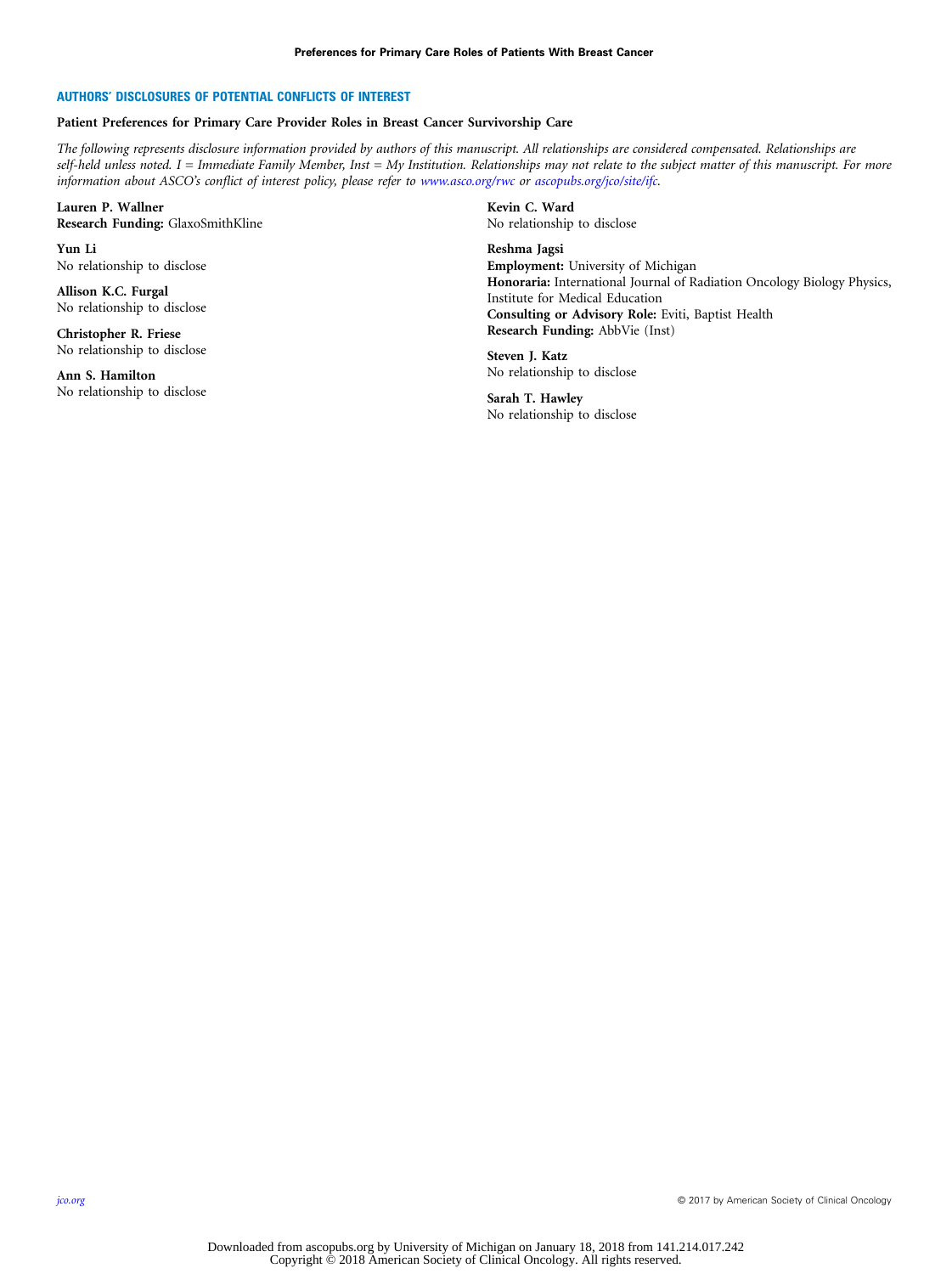## AUTHORS' DISCLOSURES OF POTENTIAL CONFLICTS OF INTEREST

**Patient Preferences for Primary Care Provider Roles in Breast Cancer Survivorship Care**

*The following represents disclosure information provided by authors of this manuscript. All relationships are considered compensated. Relationships are self-held unless noted. I = Immediate Family Member, Inst = My Institution. Relationships may not relate to the subject matter of this manuscript. For more information about ASCO's conflict of interest policy, please refer to www.asco.org/rwc or ascopubs.org/jco/site/ifc.*

**Lauren P. Wallner**
**Research Funding:** GlaxoSmithKline

**Yun Li**
No relationship to disclose

**Allison K.C. Furgal**
No relationship to disclose

**Christopher R. Friese**
No relationship to disclose

**Ann S. Hamilton**
No relationship to disclose

**Kevin C. Ward**
No relationship to disclose

**Reshma Jagsi**
**Employment:** University of Michigan
**Honoraria:** International Journal of Radiation Oncology Biology Physics, Institute for Medical Education
**Consulting or Advisory Role:** Eviti, Baptist Health
**Research Funding:** AbbVie (Inst)

**Steven J. Katz**
No relationship to disclose

**Sarah T. Hawley**
No relationship to disclose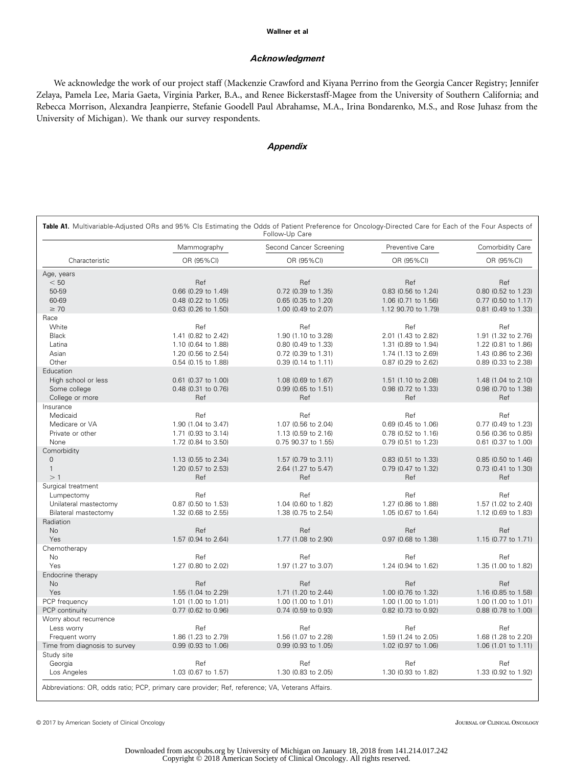## Acknowledgment

We acknowledge the work of our project staff (Mackenzie Crawford and Kiyana Perrino from the Georgia Cancer Registry; Jennifer Zelaya, Pamela Lee, Maria Gaeta, Virginia Parker, B.A., and Renee Bickerstasff-Magee from the University of Southern California; and Rebecca Morrison, Alexandra Jeanpierre, Stefanie Goodell Paul Abrahamse, M.A., Irina Bondarenko, M.S., and Rose Juhasz from the University of Michigan). We thank our survey respondents.

## Appendix

**Table A1.** Multivariable-Adjusted ORs and 95% CIs Estimating the Odds of Patient Preference for Oncology-Directed Care for Each of the Four Aspects of Follow-Up Care

| | Mammography | Second Cancer Screening | Preventive Care | Comorbidity Care |
|---|---|---|---|---|
| Characteristic | OR (95%CI) | OR (95%CI) | OR (95%CI) | OR (95%CI) |
| Age, years | | | | |
| < 50 | Ref | Ref | Ref | Ref |
| 50-59 | 0.66 (0.29 to 1.49) | 0.72 (0.39 to 1.35) | 0.83 (0.56 to 1.24) | 0.80 (0.52 to 1.23) |
| 60-69 | 0.48 (0.22 to 1.05) | 0.65 (0.35 to 1.20) | 1.06 (0.71 to 1.56) | 0.77 (0.50 to 1.17) |
| ≥ 70 | 0.63 (0.26 to 1.50) | 1.00 (0.49 to 2.07) | 1.12 90.70 to 1.79) | 0.81 (0.49 to 1.33) |
| Race | | | | |
| White | Ref | Ref | Ref | Ref |
| Black | 1.41 (0.82 to 2.42) | 1.90 (1.10 to 3.28) | 2.01 (1.43 to 2.82) | 1.91 (1.32 to 2.76) |
| Latina | 1.10 (0.64 to 1.88) | 0.80 (0.49 to 1.33) | 1.31 (0.89 to 1.94) | 1.22 (0.81 to 1.86) |
| Asian | 1.20 (0.56 to 2.54) | 0.72 (0.39 to 1.31) | 1.74 (1.13 to 2.69) | 1.43 (0.86 to 2.36) |
| Other | 0.54 (0.15 to 1.88) | 0.39 (0.14 to 1.11) | 0.87 (0.29 to 2.62) | 0.89 (0.33 to 2.38) |
| Education | | | | |
| High school or less | 0.61 (0.37 to 1.00) | 1.08 (0.69 to 1.67) | 1.51 (1.10 to 2.08) | 1.48 (1.04 to 2.10) |
| Some college | 0.48 (0.31 to 0.76) | 0.99 (0.65 to 1.51) | 0.98 (0.72 to 1.33) | 0.98 (0.70 to 1.38) |
| College or more | Ref | Ref | Ref | Ref |
| Insurance | | | | |
| Medicaid | Ref | Ref | Ref | Ref |
| Medicare or VA | 1.90 (1.04 to 3.47) | 1.07 (0.56 to 2.04) | 0.69 (0.45 to 1.06) | 0.77 (0.49 to 1.23) |
| Private or other | 1.71 (0.93 to 3.14) | 1.13 (0.59 to 2.16) | 0.78 (0.52 to 1.16) | 0.56 (0.36 to 0.85) |
| None | 1.72 (0.84 to 3.50) | 0.75 90.37 to 1.55) | 0.79 (0.51 to 1.23) | 0.61 (0.37 to 1.00) |
| Comorbidity | | | | |
| 0 | 1.13 (0.55 to 2.34) | 1.57 (0.79 to 3.11) | 0.83 (0.51 to 1.33) | 0.85 (0.50 to 1.46) |
| 1 | 1.20 (0.57 to 2.53) | 2.64 (1.27 to 5.47) | 0.79 (0.47 to 1.32) | 0.73 (0.41 to 1.30) |
| > 1 | Ref | Ref | Ref | Ref |
| Surgical treatment | | | | |
| Lumpectomy | Ref | Ref | Ref | Ref |
| Unilateral mastectomy | 0.87 (0.50 to 1.53) | 1.04 (0.60 to 1.82) | 1.27 (0.86 to 1.88) | 1.57 (1.02 to 2.40) |
| Bilateral mastectomy | 1.32 (0.68 to 2.55) | 1.38 (0.75 to 2.54) | 1.05 (0.67 to 1.64) | 1.12 (0.69 to 1.83) |
| Radiation | | | | |
| No | Ref | Ref | Ref | Ref |
| Yes | 1.57 (0.94 to 2.64) | 1.77 (1.08 to 2.90) | 0.97 (0.68 to 1.38) | 1.15 (0.77 to 1.71) |
| Chemotherapy | | | | |
| No | Ref | Ref | Ref | Ref |
| Yes | 1.27 (0.80 to 2.02) | 1.97 (1.27 to 3.07) | 1.24 (0.94 to 1.62) | 1.35 (1.00 to 1.82) |
| Endocrine therapy | | | | |
| No | Ref | Ref | Ref | Ref |
| Yes | 1.55 (1.04 to 2.29) | 1.71 (1.20 to 2.44) | 1.00 (0.76 to 1.32) | 1.16 (0.85 to 1.58) |
| PCP frequency | 1.01 (1.00 to 1.01) | 1.00 (1.00 to 1.01) | 1.00 (1.00 to 1.01) | 1.00 (1.00 to 1.01) |
| PCP continuity | 0.77 (0.62 to 0.96) | 0.74 (0.59 to 0.93) | 0.82 (0.73 to 0.92) | 0.88 (0.78 to 1.00) |
| Worry about recurrence | | | | |
| Less worry | Ref | Ref | Ref | Ref |
| Frequent worry | 1.86 (1.23 to 2.79) | 1.56 (1.07 to 2.28) | 1.59 (1.24 to 2.05) | 1.68 (1.28 to 2.20) |
| Time from diagnosis to survey | 0.99 (0.93 to 1.06) | 0.99 (0.93 to 1.05) | 1.02 (0.97 to 1.06) | 1.06 (1.01 to 1.11) |
| Study site | | | | |
| Georgia | Ref | Ref | Ref | Ref |
| Los Angeles | 1.03 (0.67 to 1.57) | 1.30 (0.83 to 2.05) | 1.30 (0.93 to 1.82) | 1.33 (0.92 to 1.92) |

Abbreviations: OR, odds ratio; PCP, primary care provider; Ref, reference; VA, Veterans Affairs.